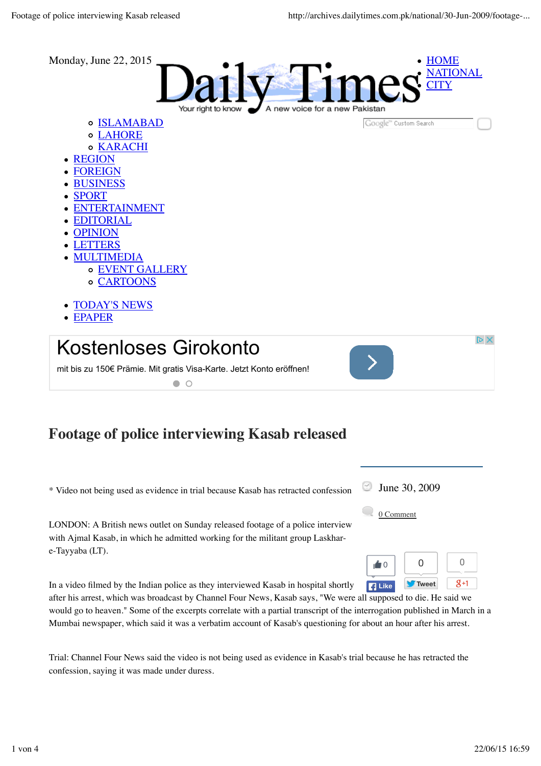Monday, June 22, 2015

Daily Times
Your right to know — A new voice for a new Pakistan

- HOME
- NATIONAL
- CITY
  - ISLAMABAD
  - LAHORE
  - KARACHI
- REGION
- FOREIGN
- BUSINESS
- SPORT
- ENTERTAINMENT
- EDITORIAL
- OPINION
- LETTERS
- MULTIMEDIA
  - EVENT GALLERY
  - CARTOONS
- TODAY'S NEWS
- EPAPER

Kostenloses Girokonto

mit bis zu 150€ Prämie. Mit gratis Visa-Karte. Jetzt Konto eröffnen!

# Footage of police interviewing Kasab released

June 30, 2009

0 Comment

* Video not being used as evidence in trial because Kasab has retracted confession

LONDON: A British news outlet on Sunday released footage of a police interview with Ajmal Kasab, in which he admitted working for the militant group Laskhar-e-Tayyaba (LT).

In a video filmed by the Indian police as they interviewed Kasab in hospital shortly after his arrest, which was broadcast by Channel Four News, Kasab says, "We were all supposed to die. He said we would go to heaven." Some of the excerpts correlate with a partial transcript of the interrogation published in March in a Mumbai newspaper, which said it was a verbatim account of Kasab's questioning for about an hour after his arrest.

Trial: Channel Four News said the video is not being used as evidence in Kasab's trial because he has retracted the confession, saying it was made under duress.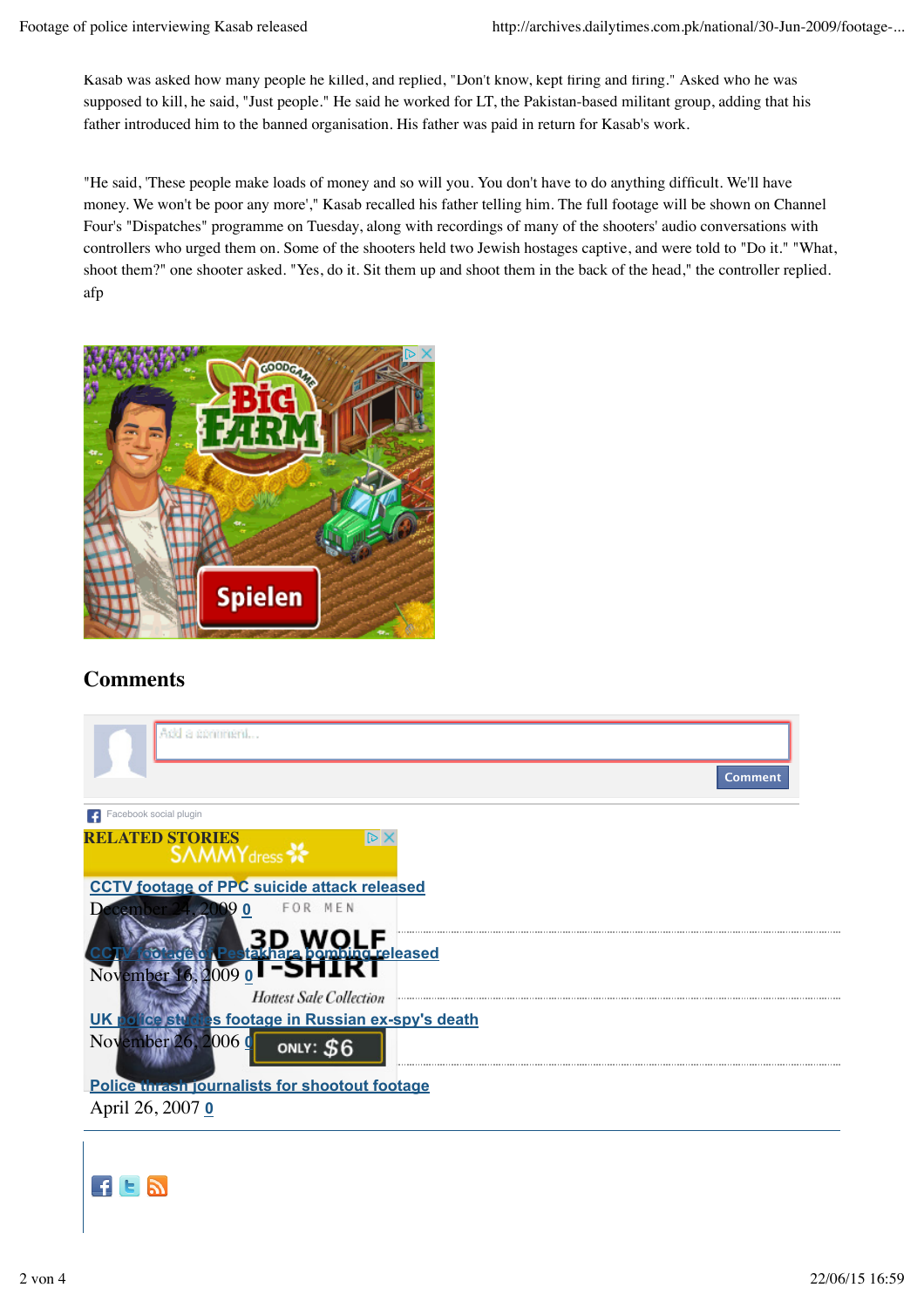Kasab was asked how many people he killed, and replied, "Don't know, kept firing and firing." Asked who he was supposed to kill, he said, "Just people." He said he worked for LT, the Pakistan-based militant group, adding that his father introduced him to the banned organisation. His father was paid in return for Kasab's work.

"He said, 'These people make loads of money and so will you. You don't have to do anything difficult. We'll have money. We won't be poor any more'," Kasab recalled his father telling him. The full footage will be shown on Channel Four's "Dispatches" programme on Tuesday, along with recordings of many of the shooters' audio conversations with controllers who urged them on. Some of the shooters held two Jewish hostages captive, and were told to "Do it." "What, shoot them?" one shooter asked. "Yes, do it. Sit them up and shoot them in the back of the head," the controller replied. afp

## Comments

Add a comment...

Comment

Facebook social plugin

**RELATED STORIES**

CCTV footage of PPC suicide attack released
December 24, 2009 0

CCTV footage of Pestakhara bombing released
November 16, 2009 0

UK police studies footage in Russian ex-spy's death
November 26, 2006 0

Police thrash journalists for shootout footage
April 26, 2007 0